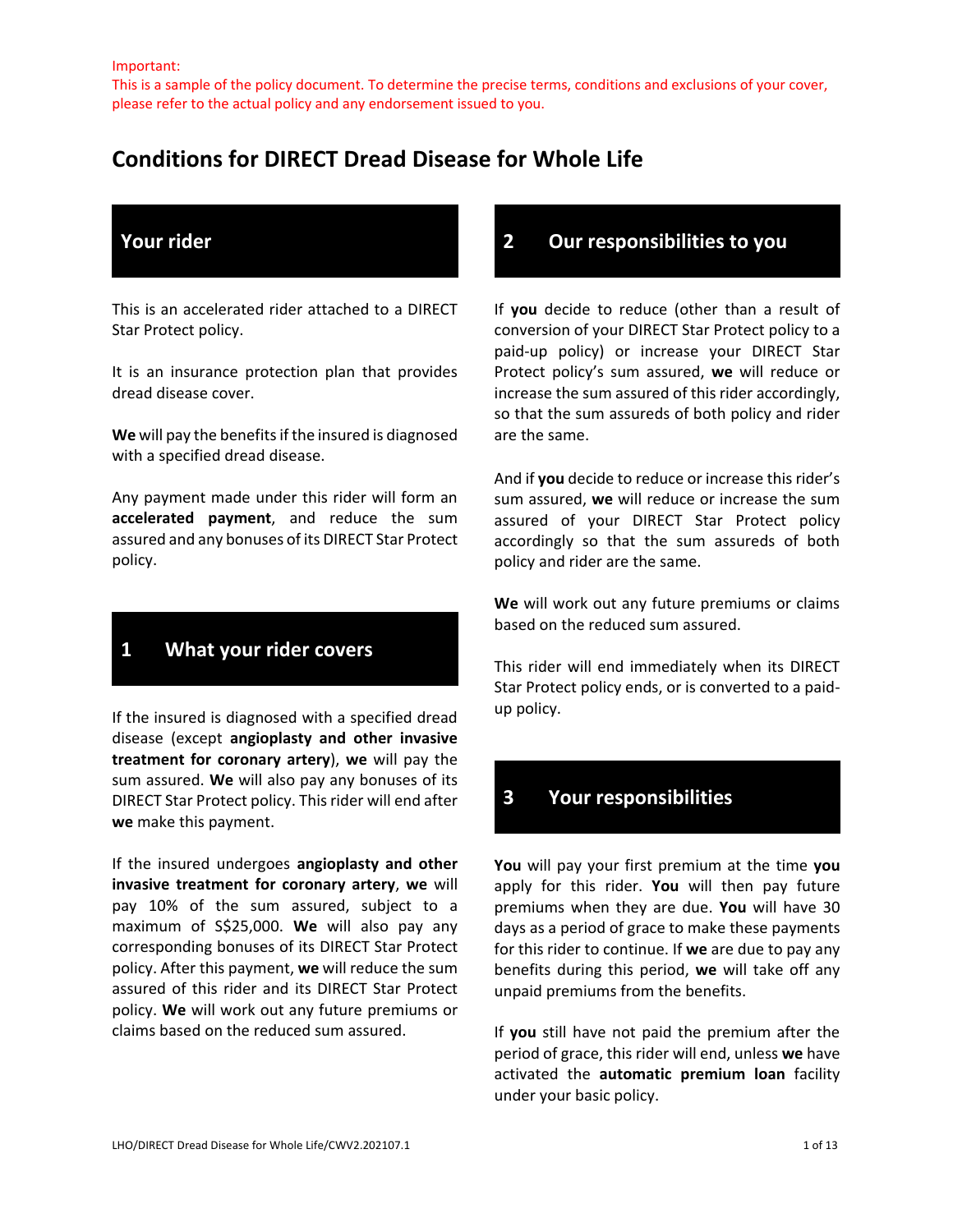Important:
This is a sample of the policy document. To determine the precise terms, conditions and exclusions of your cover, please refer to the actual policy and any endorsement issued to you.

# Conditions for DIRECT Dread Disease for Whole Life

## Your rider

This is an accelerated rider attached to a DIRECT Star Protect policy.

It is an insurance protection plan that provides dread disease cover.

**We** will pay the benefits if the insured is diagnosed with a specified dread disease.

Any payment made under this rider will form an **accelerated payment**, and reduce the sum assured and any bonuses of its DIRECT Star Protect policy.

## 1 What your rider covers

If the insured is diagnosed with a specified dread disease (except **angioplasty and other invasive treatment for coronary artery**), **we** will pay the sum assured. **We** will also pay any bonuses of its DIRECT Star Protect policy. This rider will end after **we** make this payment.

If the insured undergoes **angioplasty and other invasive treatment for coronary artery**, **we** will pay 10% of the sum assured, subject to a maximum of S$25,000. **We** will also pay any corresponding bonuses of its DIRECT Star Protect policy. After this payment, **we** will reduce the sum assured of this rider and its DIRECT Star Protect policy. **We** will work out any future premiums or claims based on the reduced sum assured.

## 2 Our responsibilities to you

If **you** decide to reduce (other than a result of conversion of your DIRECT Star Protect policy to a paid-up policy) or increase your DIRECT Star Protect policy's sum assured, **we** will reduce or increase the sum assured of this rider accordingly, so that the sum assureds of both policy and rider are the same.

And if **you** decide to reduce or increase this rider's sum assured, **we** will reduce or increase the sum assured of your DIRECT Star Protect policy accordingly so that the sum assureds of both policy and rider are the same.

**We** will work out any future premiums or claims based on the reduced sum assured.

This rider will end immediately when its DIRECT Star Protect policy ends, or is converted to a paid-up policy.

## 3 Your responsibilities

**You** will pay your first premium at the time **you** apply for this rider. **You** will then pay future premiums when they are due. **You** will have 30 days as a period of grace to make these payments for this rider to continue. If **we** are due to pay any benefits during this period, **we** will take off any unpaid premiums from the benefits.

If **you** still have not paid the premium after the period of grace, this rider will end, unless **we** have activated the **automatic premium loan** facility under your basic policy.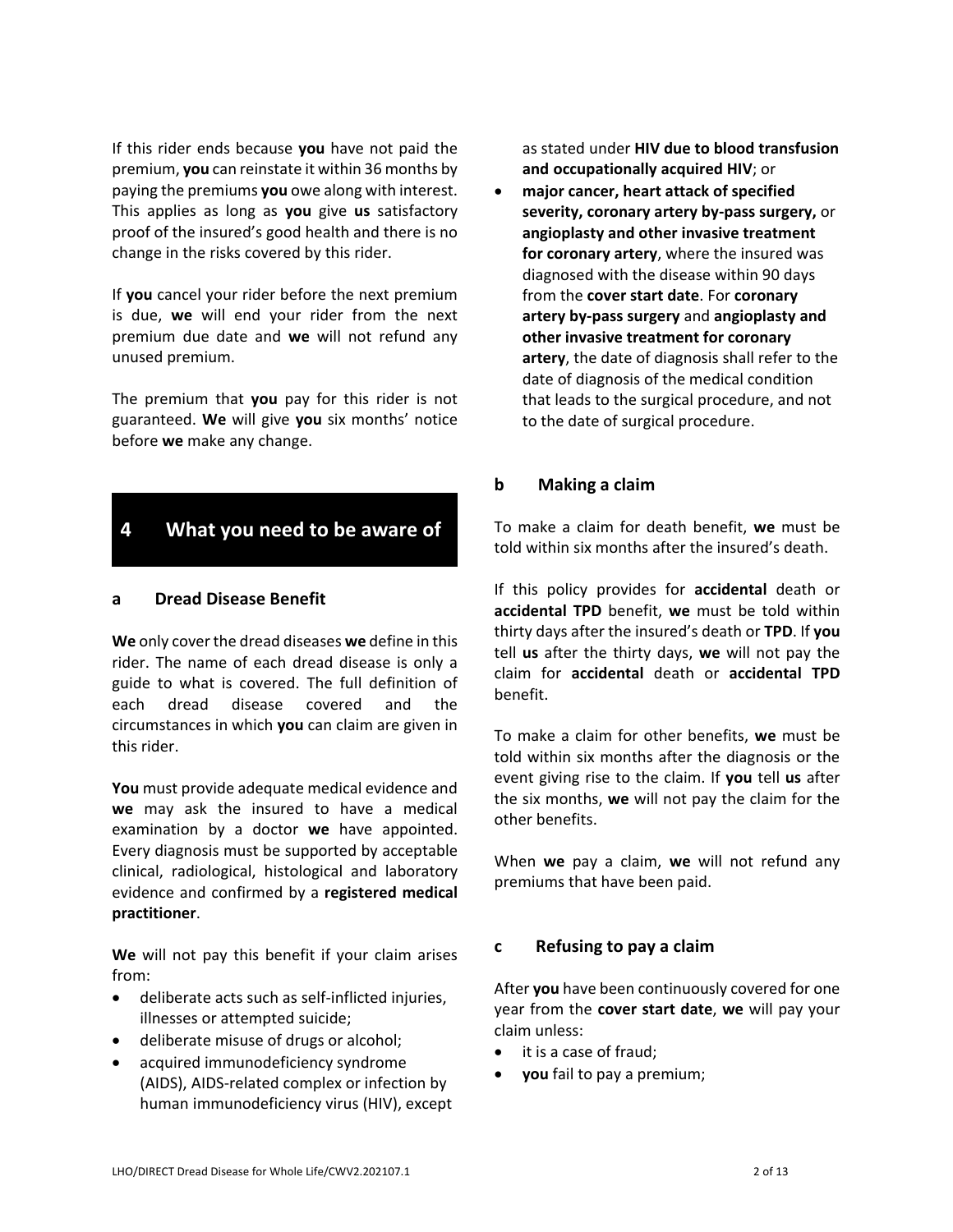If this rider ends because **you** have not paid the premium, **you** can reinstate it within 36 months by paying the premiums **you** owe along with interest. This applies as long as **you** give **us** satisfactory proof of the insured's good health and there is no change in the risks covered by this rider.

If **you** cancel your rider before the next premium is due, **we** will end your rider from the next premium due date and **we** will not refund any unused premium.

The premium that **you** pay for this rider is not guaranteed. **We** will give **you** six months' notice before **we** make any change.

## 4 What you need to be aware of

### a Dread Disease Benefit

**We** only cover the dread diseases **we** define in this rider. The name of each dread disease is only a guide to what is covered. The full definition of each dread disease covered and the circumstances in which **you** can claim are given in this rider.

**You** must provide adequate medical evidence and **we** may ask the insured to have a medical examination by a doctor **we** have appointed. Every diagnosis must be supported by acceptable clinical, radiological, histological and laboratory evidence and confirmed by a **registered medical practitioner**.

**We** will not pay this benefit if your claim arises from:

- deliberate acts such as self-inflicted injuries, illnesses or attempted suicide;
- deliberate misuse of drugs or alcohol;
- acquired immunodeficiency syndrome (AIDS), AIDS-related complex or infection by human immunodeficiency virus (HIV), except as stated under **HIV due to blood transfusion and occupationally acquired HIV**; or
- **major cancer, heart attack of specified severity, coronary artery by-pass surgery,** or **angioplasty and other invasive treatment for coronary artery**, where the insured was diagnosed with the disease within 90 days from the **cover start date**. For **coronary artery by-pass surgery** and **angioplasty and other invasive treatment for coronary artery**, the date of diagnosis shall refer to the date of diagnosis of the medical condition that leads to the surgical procedure, and not to the date of surgical procedure.

### b Making a claim

To make a claim for death benefit, **we** must be told within six months after the insured's death.

If this policy provides for **accidental** death or **accidental TPD** benefit, **we** must be told within thirty days after the insured's death or **TPD**. If **you** tell **us** after the thirty days, **we** will not pay the claim for **accidental** death or **accidental TPD** benefit.

To make a claim for other benefits, **we** must be told within six months after the diagnosis or the event giving rise to the claim. If **you** tell **us** after the six months, **we** will not pay the claim for the other benefits.

When **we** pay a claim, **we** will not refund any premiums that have been paid.

### c Refusing to pay a claim

After **you** have been continuously covered for one year from the **cover start date**, **we** will pay your claim unless:

- it is a case of fraud;
- **you** fail to pay a premium;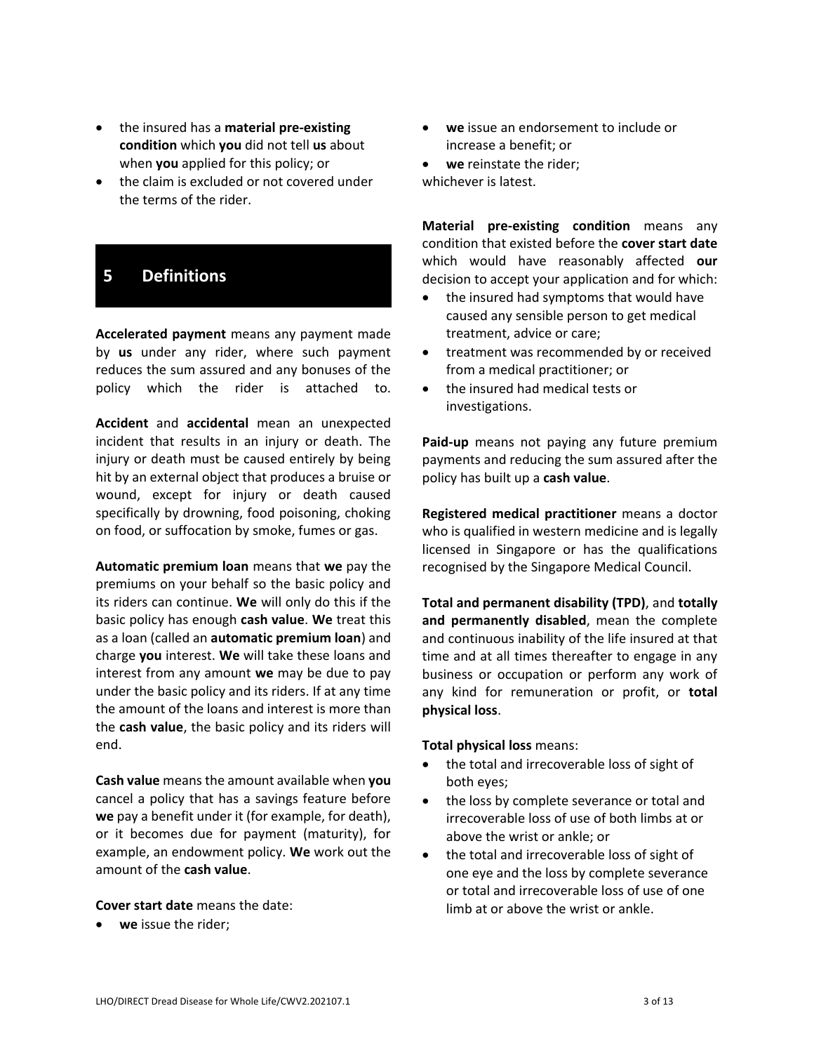- the insured has a **material pre-existing condition** which **you** did not tell **us** about when **you** applied for this policy; or
- the claim is excluded or not covered under the terms of the rider.

## 5 Definitions

**Accelerated payment** means any payment made by **us** under any rider, where such payment reduces the sum assured and any bonuses of the policy which the rider is attached to.

**Accident** and **accidental** mean an unexpected incident that results in an injury or death. The injury or death must be caused entirely by being hit by an external object that produces a bruise or wound, except for injury or death caused specifically by drowning, food poisoning, choking on food, or suffocation by smoke, fumes or gas.

**Automatic premium loan** means that **we** pay the premiums on your behalf so the basic policy and its riders can continue. **We** will only do this if the basic policy has enough **cash value**. **We** treat this as a loan (called an **automatic premium loan**) and charge **you** interest. **We** will take these loans and interest from any amount **we** may be due to pay under the basic policy and its riders. If at any time the amount of the loans and interest is more than the **cash value**, the basic policy and its riders will end.

**Cash value** means the amount available when **you** cancel a policy that has a savings feature before **we** pay a benefit under it (for example, for death), or it becomes due for payment (maturity), for example, an endowment policy. **We** work out the amount of the **cash value**.

**Cover start date** means the date:

- **we** issue the rider;
- **we** issue an endorsement to include or increase a benefit; or
- **we** reinstate the rider;

whichever is latest.

**Material pre-existing condition** means any condition that existed before the **cover start date** which would have reasonably affected **our** decision to accept your application and for which:

- the insured had symptoms that would have caused any sensible person to get medical treatment, advice or care;
- treatment was recommended by or received from a medical practitioner; or
- the insured had medical tests or investigations.

**Paid-up** means not paying any future premium payments and reducing the sum assured after the policy has built up a **cash value**.

**Registered medical practitioner** means a doctor who is qualified in western medicine and is legally licensed in Singapore or has the qualifications recognised by the Singapore Medical Council.

**Total and permanent disability (TPD)**, and **totally and permanently disabled**, mean the complete and continuous inability of the life insured at that time and at all times thereafter to engage in any business or occupation or perform any work of any kind for remuneration or profit, or **total physical loss**.

**Total physical loss** means:

- the total and irrecoverable loss of sight of both eyes;
- the loss by complete severance or total and irrecoverable loss of use of both limbs at or above the wrist or ankle; or
- the total and irrecoverable loss of sight of one eye and the loss by complete severance or total and irrecoverable loss of use of one limb at or above the wrist or ankle.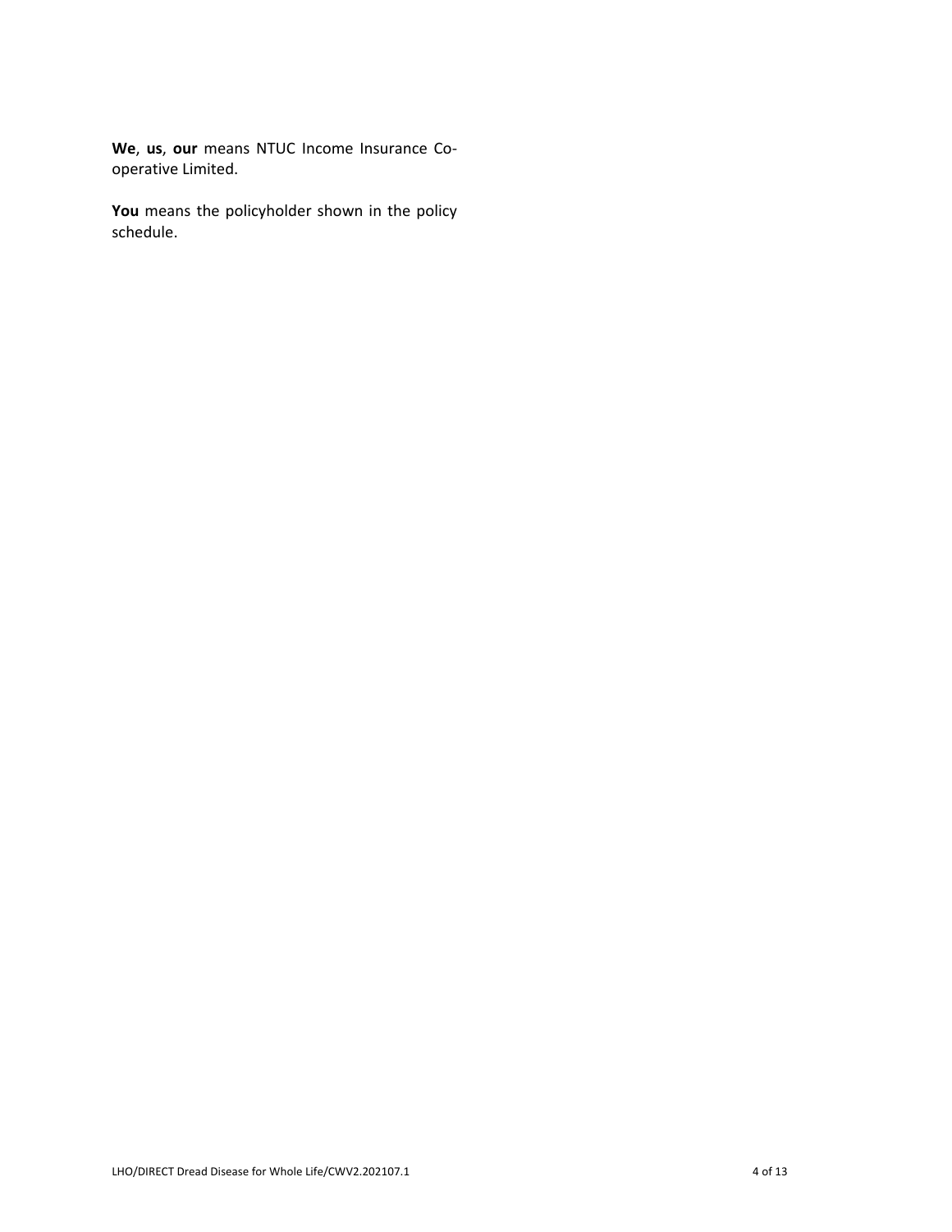**We**, **us**, **our** means NTUC Income Insurance Co-operative Limited.

**You** means the policyholder shown in the policy schedule.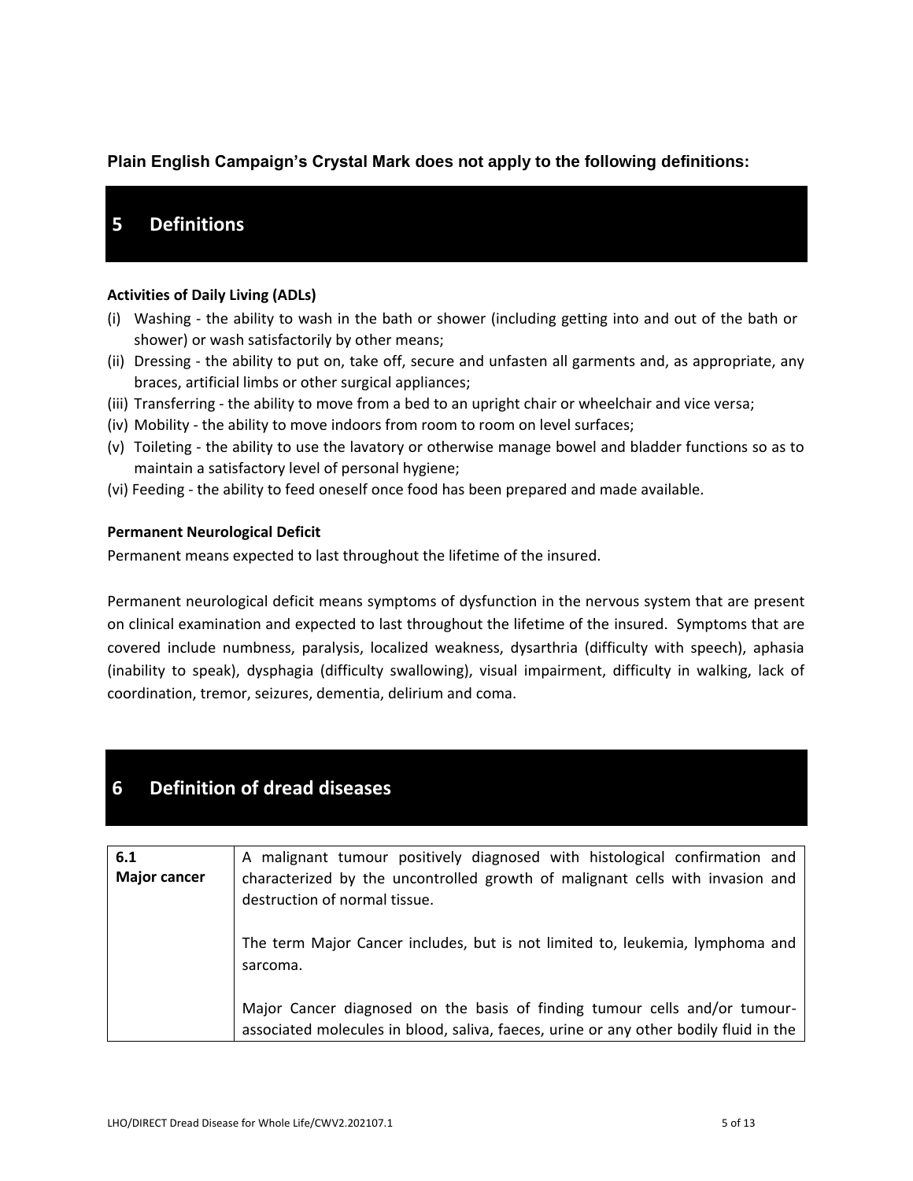**Plain English Campaign's Crystal Mark does not apply to the following definitions:**

# 5 Definitions

**Activities of Daily Living (ADLs)**

(i) Washing - the ability to wash in the bath or shower (including getting into and out of the bath or shower) or wash satisfactorily by other means;
(ii) Dressing - the ability to put on, take off, secure and unfasten all garments and, as appropriate, any braces, artificial limbs or other surgical appliances;
(iii) Transferring - the ability to move from a bed to an upright chair or wheelchair and vice versa;
(iv) Mobility - the ability to move indoors from room to room on level surfaces;
(v) Toileting - the ability to use the lavatory or otherwise manage bowel and bladder functions so as to maintain a satisfactory level of personal hygiene;
(vi) Feeding - the ability to feed oneself once food has been prepared and made available.

**Permanent Neurological Deficit**

Permanent means expected to last throughout the lifetime of the insured.

Permanent neurological deficit means symptoms of dysfunction in the nervous system that are present on clinical examination and expected to last throughout the lifetime of the insured. Symptoms that are covered include numbness, paralysis, localized weakness, dysarthria (difficulty with speech), aphasia (inability to speak), dysphagia (difficulty swallowing), visual impairment, difficulty in walking, lack of coordination, tremor, seizures, dementia, delirium and coma.

# 6 Definition of dread diseases

| | |
|---|---|
| **6.1 Major cancer** | A malignant tumour positively diagnosed with histological confirmation and characterized by the uncontrolled growth of malignant cells with invasion and destruction of normal tissue.<br><br>The term Major Cancer includes, but is not limited to, leukemia, lymphoma and sarcoma.<br><br>Major Cancer diagnosed on the basis of finding tumour cells and/or tumour-associated molecules in blood, saliva, faeces, urine or any other bodily fluid in the |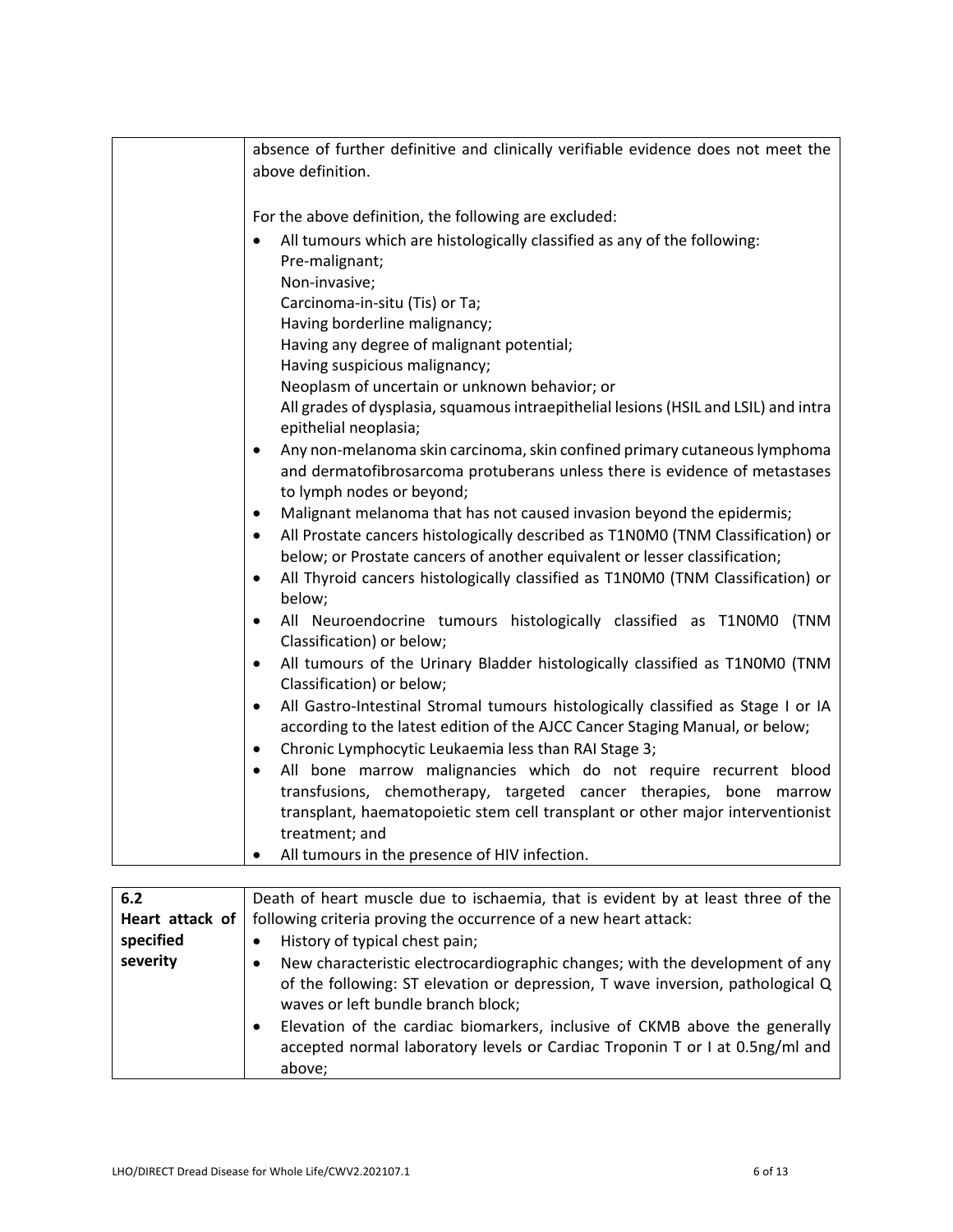| | |
|---|---|
| | absence of further definitive and clinically verifiable evidence does not meet the above definition.<br><br>For the above definition, the following are excluded:<br>• All tumours which are histologically classified as any of the following:<br>Pre-malignant;<br>Non-invasive;<br>Carcinoma-in-situ (Tis) or Ta;<br>Having borderline malignancy;<br>Having any degree of malignant potential;<br>Having suspicious malignancy;<br>Neoplasm of uncertain or unknown behavior; or<br>All grades of dysplasia, squamous intraepithelial lesions (HSIL and LSIL) and intra epithelial neoplasia;<br>• Any non-melanoma skin carcinoma, skin confined primary cutaneous lymphoma and dermatofibrosarcoma protuberans unless there is evidence of metastases to lymph nodes or beyond;<br>• Malignant melanoma that has not caused invasion beyond the epidermis;<br>• All Prostate cancers histologically described as T1N0M0 (TNM Classification) or below; or Prostate cancers of another equivalent or lesser classification;<br>• All Thyroid cancers histologically classified as T1N0M0 (TNM Classification) or below;<br>• All Neuroendocrine tumours histologically classified as T1N0M0 (TNM Classification) or below;<br>• All tumours of the Urinary Bladder histologically classified as T1N0M0 (TNM Classification) or below;<br>• All Gastro-Intestinal Stromal tumours histologically classified as Stage I or IA according to the latest edition of the AJCC Cancer Staging Manual, or below;<br>• Chronic Lymphocytic Leukaemia less than RAI Stage 3;<br>• All bone marrow malignancies which do not require recurrent blood transfusions, chemotherapy, targeted cancer therapies, bone marrow transplant, haematopoietic stem cell transplant or other major interventionist treatment; and<br>• All tumours in the presence of HIV infection. |

| | |
|---|---|
| **6.2 Heart attack of specified severity** | Death of heart muscle due to ischaemia, that is evident by at least three of the following criteria proving the occurrence of a new heart attack:<br>• History of typical chest pain;<br>• New characteristic electrocardiographic changes; with the development of any of the following: ST elevation or depression, T wave inversion, pathological Q waves or left bundle branch block;<br>• Elevation of the cardiac biomarkers, inclusive of CKMB above the generally accepted normal laboratory levels or Cardiac Troponin T or I at 0.5ng/ml and above; |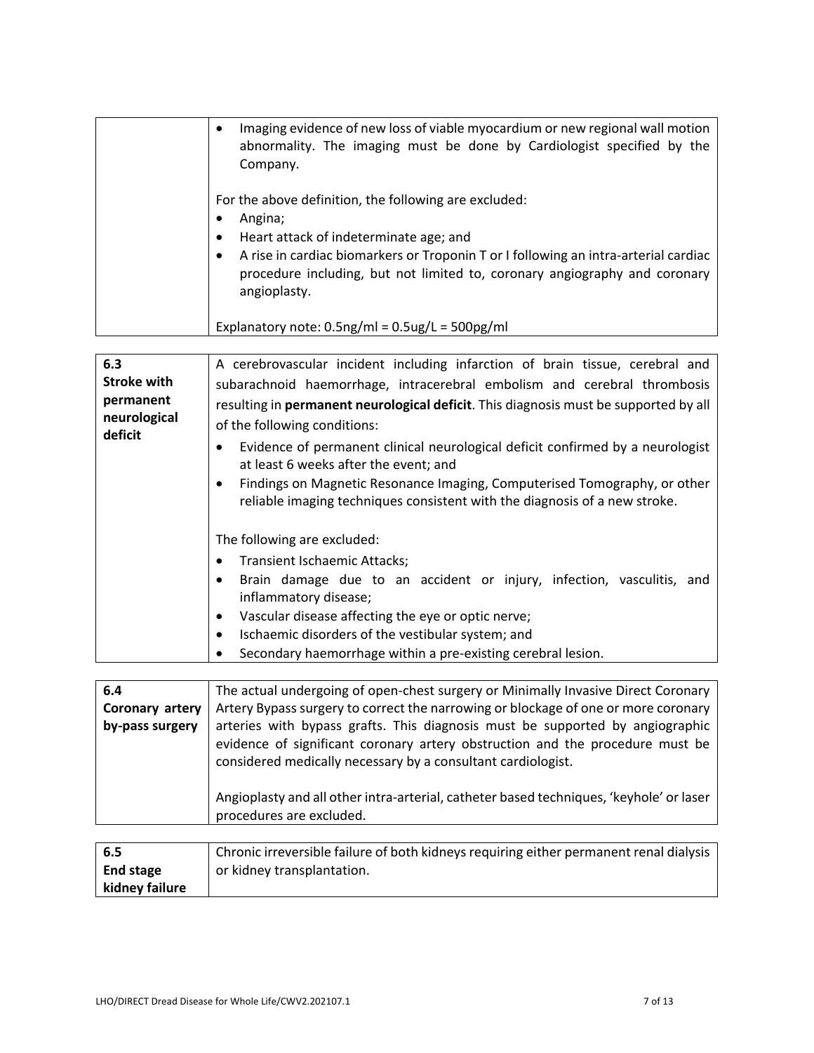| | |
|---|---|
| | • Imaging evidence of new loss of viable myocardium or new regional wall motion abnormality. The imaging must be done by Cardiologist specified by the Company.<br><br>For the above definition, the following are excluded:<br>• Angina;<br>• Heart attack of indeterminate age; and<br>• A rise in cardiac biomarkers or Troponin T or I following an intra-arterial cardiac procedure including, but not limited to, coronary angiography and coronary angioplasty.<br><br>Explanatory note: 0.5ng/ml = 0.5ug/L = 500pg/ml |

| | |
|---|---|
| **6.3 Stroke with permanent neurological deficit** | A cerebrovascular incident including infarction of brain tissue, cerebral and subarachnoid haemorrhage, intracerebral embolism and cerebral thrombosis resulting in **permanent neurological deficit**. This diagnosis must be supported by all of the following conditions:<br>• Evidence of permanent clinical neurological deficit confirmed by a neurologist at least 6 weeks after the event; and<br>• Findings on Magnetic Resonance Imaging, Computerised Tomography, or other reliable imaging techniques consistent with the diagnosis of a new stroke.<br><br>The following are excluded:<br>• Transient Ischaemic Attacks;<br>• Brain damage due to an accident or injury, infection, vasculitis, and inflammatory disease;<br>• Vascular disease affecting the eye or optic nerve;<br>• Ischaemic disorders of the vestibular system; and<br>• Secondary haemorrhage within a pre-existing cerebral lesion. |

| | |
|---|---|
| **6.4 Coronary artery by-pass surgery** | The actual undergoing of open-chest surgery or Minimally Invasive Direct Coronary Artery Bypass surgery to correct the narrowing or blockage of one or more coronary arteries with bypass grafts. This diagnosis must be supported by angiographic evidence of significant coronary artery obstruction and the procedure must be considered medically necessary by a consultant cardiologist.<br><br>Angioplasty and all other intra-arterial, catheter based techniques, 'keyhole' or laser procedures are excluded. |

| | |
|---|---|
| **6.5 End stage kidney failure** | Chronic irreversible failure of both kidneys requiring either permanent renal dialysis or kidney transplantation. |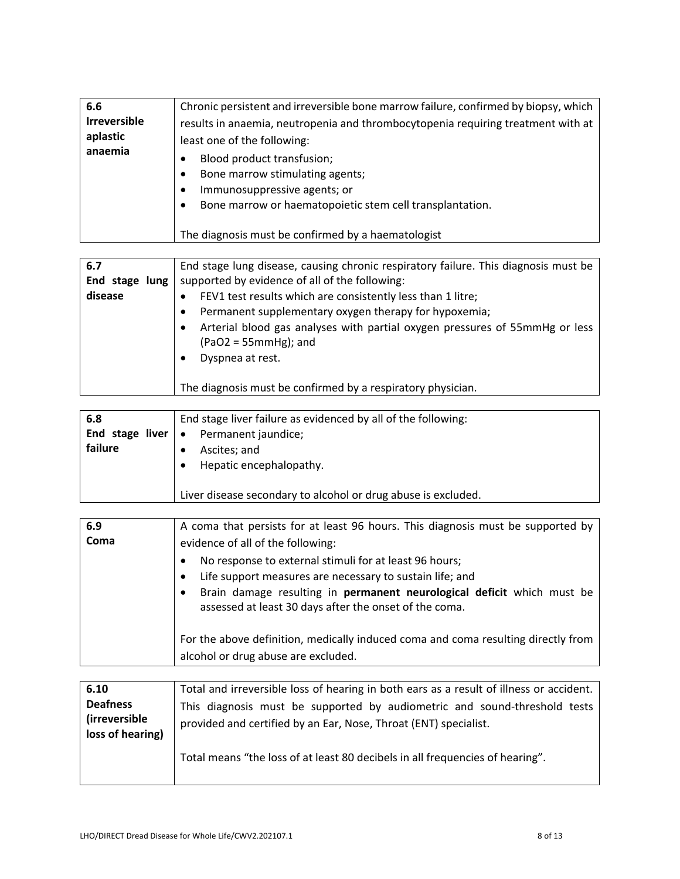| 6.6 Irreversible aplastic anaemia | Chronic persistent and irreversible bone marrow failure, confirmed by biopsy, which results in anaemia, neutropenia and thrombocytopenia requiring treatment with at least one of the following:<br>• Blood product transfusion;<br>• Bone marrow stimulating agents;<br>• Immunosuppressive agents; or<br>• Bone marrow or haematopoietic stem cell transplantation.<br><br>The diagnosis must be confirmed by a haematologist |
|---|---|

| 6.7 End stage lung disease | End stage lung disease, causing chronic respiratory failure. This diagnosis must be supported by evidence of all of the following:<br>• FEV1 test results which are consistently less than 1 litre;<br>• Permanent supplementary oxygen therapy for hypoxemia;<br>• Arterial blood gas analyses with partial oxygen pressures of 55mmHg or less ($PaO_2$ = 55mmHg); and<br>• Dyspnea at rest.<br><br>The diagnosis must be confirmed by a respiratory physician. |
|---|---|

| 6.8 End stage liver failure | End stage liver failure as evidenced by all of the following:<br>• Permanent jaundice;<br>• Ascites; and<br>• Hepatic encephalopathy.<br><br>Liver disease secondary to alcohol or drug abuse is excluded. |
|---|---|

| 6.9 Coma | A coma that persists for at least 96 hours. This diagnosis must be supported by evidence of all of the following:<br>• No response to external stimuli for at least 96 hours;<br>• Life support measures are necessary to sustain life; and<br>• Brain damage resulting in **permanent neurological deficit** which must be assessed at least 30 days after the onset of the coma.<br><br>For the above definition, medically induced coma and coma resulting directly from alcohol or drug abuse are excluded. |
|---|---|

| 6.10 Deafness (irreversible loss of hearing) | Total and irreversible loss of hearing in both ears as a result of illness or accident. This diagnosis must be supported by audiometric and sound-threshold tests provided and certified by an Ear, Nose, Throat (ENT) specialist.<br><br>Total means "the loss of at least 80 decibels in all frequencies of hearing". |
|---|---|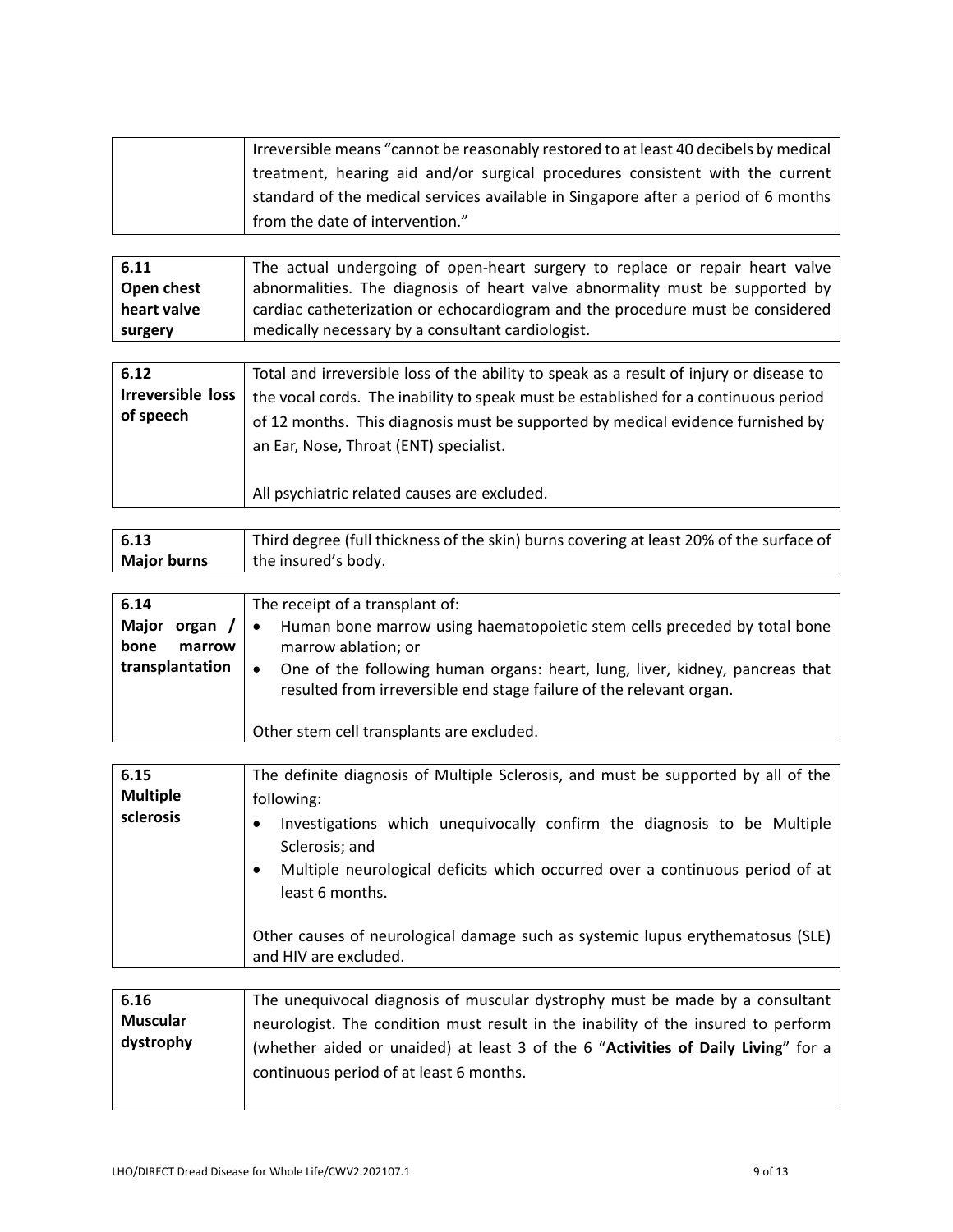| | |
|---|---|
| | Irreversible means "cannot be reasonably restored to at least 40 decibels by medical treatment, hearing aid and/or surgical procedures consistent with the current standard of the medical services available in Singapore after a period of 6 months from the date of intervention." |

| | |
|---|---|
| **6.11 Open chest heart valve surgery** | The actual undergoing of open-heart surgery to replace or repair heart valve abnormalities. The diagnosis of heart valve abnormality must be supported by cardiac catheterization or echocardiogram and the procedure must be considered medically necessary by a consultant cardiologist. |

| | |
|---|---|
| **6.12 Irreversible loss of speech** | Total and irreversible loss of the ability to speak as a result of injury or disease to the vocal cords. The inability to speak must be established for a continuous period of 12 months. This diagnosis must be supported by medical evidence furnished by an Ear, Nose, Throat (ENT) specialist.<br><br>All psychiatric related causes are excluded. |

| | |
|---|---|
| **6.13 Major burns** | Third degree (full thickness of the skin) burns covering at least 20% of the surface of the insured's body. |

| | |
|---|---|
| **6.14 Major organ / bone marrow transplantation** | The receipt of a transplant of:<br>• Human bone marrow using haematopoietic stem cells preceded by total bone marrow ablation; or<br>• One of the following human organs: heart, lung, liver, kidney, pancreas that resulted from irreversible end stage failure of the relevant organ.<br><br>Other stem cell transplants are excluded. |

| | |
|---|---|
| **6.15 Multiple sclerosis** | The definite diagnosis of Multiple Sclerosis, and must be supported by all of the following:<br>• Investigations which unequivocally confirm the diagnosis to be Multiple Sclerosis; and<br>• Multiple neurological deficits which occurred over a continuous period of at least 6 months.<br><br>Other causes of neurological damage such as systemic lupus erythematosus (SLE) and HIV are excluded. |

| | |
|---|---|
| **6.16 Muscular dystrophy** | The unequivocal diagnosis of muscular dystrophy must be made by a consultant neurologist. The condition must result in the inability of the insured to perform (whether aided or unaided) at least 3 of the 6 "**Activities of Daily Living**" for a continuous period of at least 6 months. |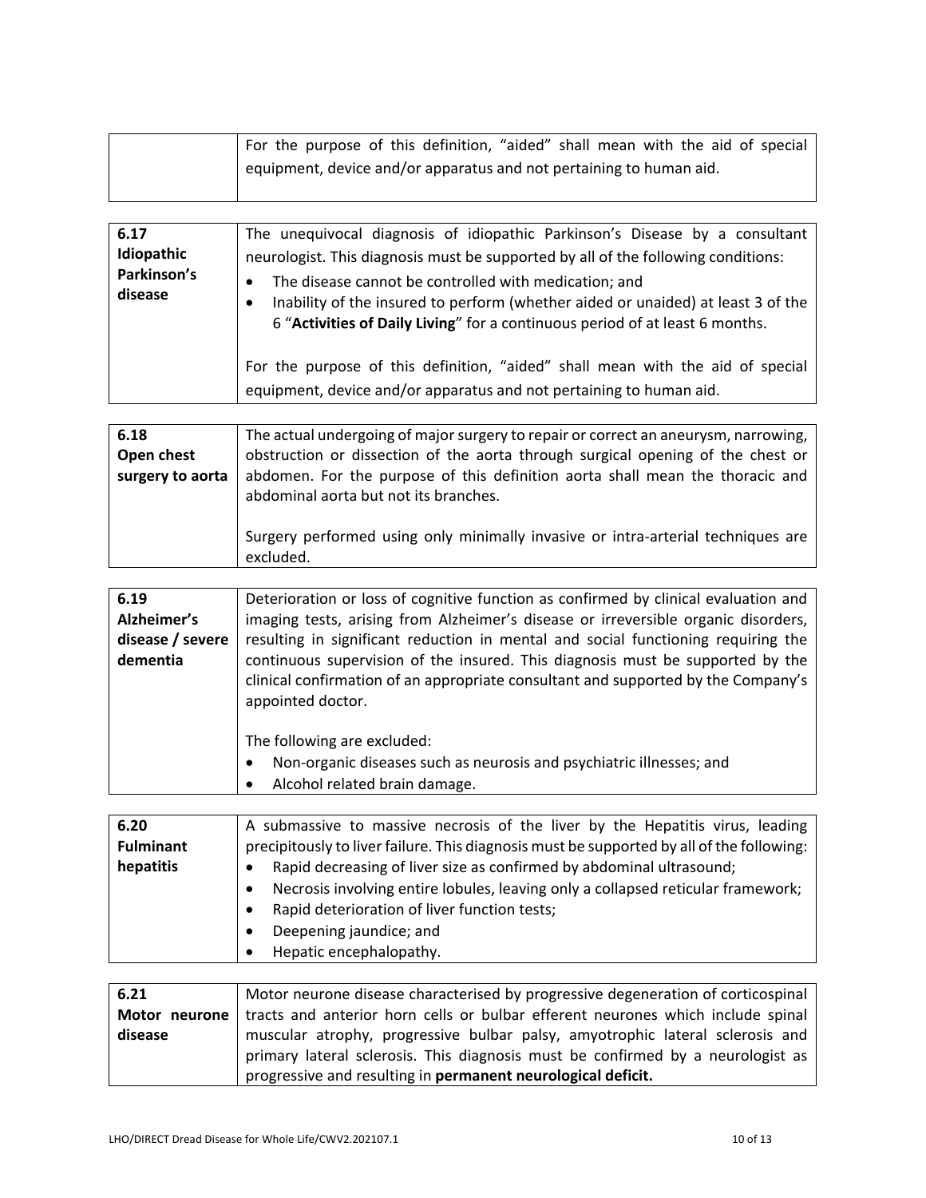| | |
|---|---|
| | For the purpose of this definition, "aided" shall mean with the aid of special equipment, device and/or apparatus and not pertaining to human aid. |

| | |
|---|---|
| **6.17 Idiopathic Parkinson's disease** | The unequivocal diagnosis of idiopathic Parkinson's Disease by a consultant neurologist. This diagnosis must be supported by all of the following conditions:<br>• The disease cannot be controlled with medication; and<br>• Inability of the insured to perform (whether aided or unaided) at least 3 of the 6 "**Activities of Daily Living**" for a continuous period of at least 6 months.<br><br>For the purpose of this definition, "aided" shall mean with the aid of special equipment, device and/or apparatus and not pertaining to human aid. |

| | |
|---|---|
| **6.18 Open chest surgery to aorta** | The actual undergoing of major surgery to repair or correct an aneurysm, narrowing, obstruction or dissection of the aorta through surgical opening of the chest or abdomen. For the purpose of this definition aorta shall mean the thoracic and abdominal aorta but not its branches.<br><br>Surgery performed using only minimally invasive or intra-arterial techniques are excluded. |

| | |
|---|---|
| **6.19 Alzheimer's disease / severe dementia** | Deterioration or loss of cognitive function as confirmed by clinical evaluation and imaging tests, arising from Alzheimer's disease or irreversible organic disorders, resulting in significant reduction in mental and social functioning requiring the continuous supervision of the insured. This diagnosis must be supported by the clinical confirmation of an appropriate consultant and supported by the Company's appointed doctor.<br><br>The following are excluded:<br>• Non-organic diseases such as neurosis and psychiatric illnesses; and<br>• Alcohol related brain damage. |

| | |
|---|---|
| **6.20 Fulminant hepatitis** | A submassive to massive necrosis of the liver by the Hepatitis virus, leading precipitously to liver failure. This diagnosis must be supported by all of the following:<br>• Rapid decreasing of liver size as confirmed by abdominal ultrasound;<br>• Necrosis involving entire lobules, leaving only a collapsed reticular framework;<br>• Rapid deterioration of liver function tests;<br>• Deepening jaundice; and<br>• Hepatic encephalopathy. |

| | |
|---|---|
| **6.21 Motor neurone disease** | Motor neurone disease characterised by progressive degeneration of corticospinal tracts and anterior horn cells or bulbar efferent neurones which include spinal muscular atrophy, progressive bulbar palsy, amyotrophic lateral sclerosis and primary lateral sclerosis. This diagnosis must be confirmed by a neurologist as progressive and resulting in **permanent neurological deficit.** |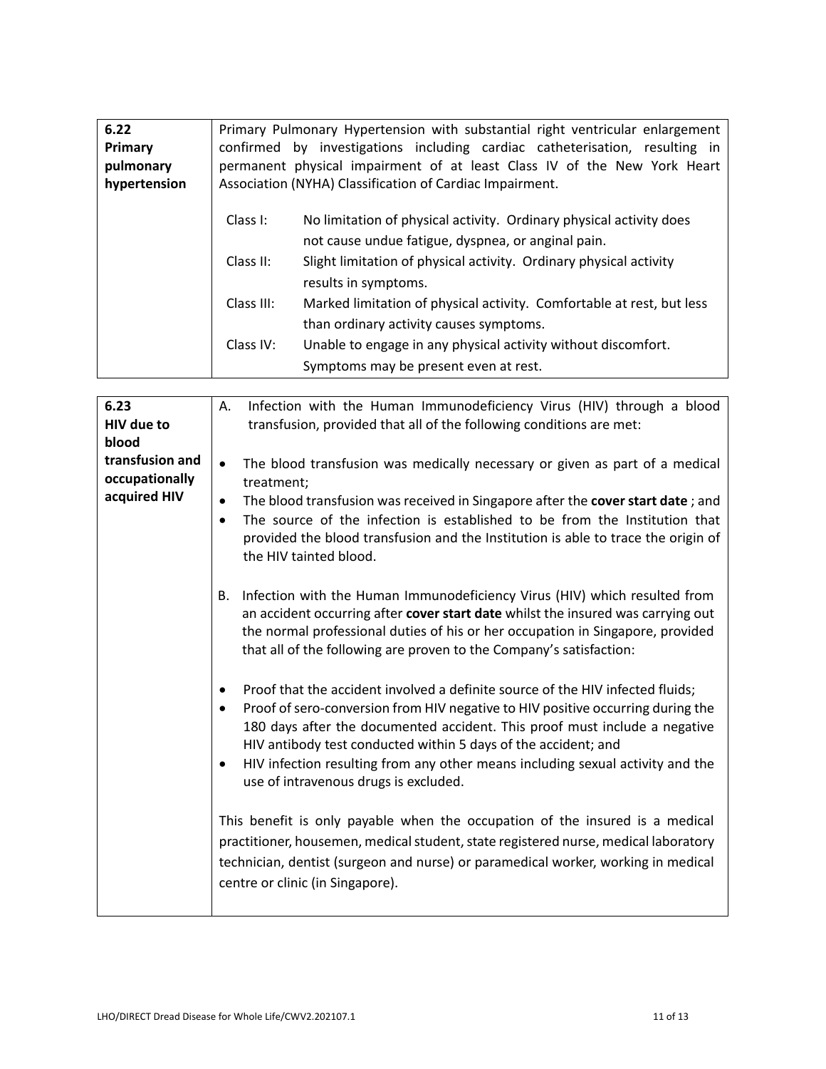| 6.22 **Primary pulmonary hypertension** | Primary Pulmonary Hypertension with substantial right ventricular enlargement confirmed by investigations including cardiac catheterisation, resulting in permanent physical impairment of at least Class IV of the New York Heart Association (NYHA) Classification of Cardiac Impairment.<br><br>Class I: No limitation of physical activity. Ordinary physical activity does not cause undue fatigue, dyspnea, or anginal pain.<br>Class II: Slight limitation of physical activity. Ordinary physical activity results in symptoms.<br>Class III: Marked limitation of physical activity. Comfortable at rest, but less than ordinary activity causes symptoms.<br>Class IV: Unable to engage in any physical activity without discomfort. Symptoms may be present even at rest. |
|---|---|

| 6.23 **HIV due to blood transfusion and occupationally acquired HIV** | A. Infection with the Human Immunodeficiency Virus (HIV) through a blood transfusion, provided that all of the following conditions are met:<br><br>• The blood transfusion was medically necessary or given as part of a medical treatment;<br>• The blood transfusion was received in Singapore after the **cover start date** ; and<br>• The source of the infection is established to be from the Institution that provided the blood transfusion and the Institution is able to trace the origin of the HIV tainted blood.<br><br>B. Infection with the Human Immunodeficiency Virus (HIV) which resulted from an accident occurring after **cover start date** whilst the insured was carrying out the normal professional duties of his or her occupation in Singapore, provided that all of the following are proven to the Company's satisfaction:<br><br>• Proof that the accident involved a definite source of the HIV infected fluids;<br>• Proof of sero-conversion from HIV negative to HIV positive occurring during the 180 days after the documented accident. This proof must include a negative HIV antibody test conducted within 5 days of the accident; and<br>• HIV infection resulting from any other means including sexual activity and the use of intravenous drugs is excluded.<br><br>This benefit is only payable when the occupation of the insured is a medical practitioner, housemen, medical student, state registered nurse, medical laboratory technician, dentist (surgeon and nurse) or paramedical worker, working in medical centre or clinic (in Singapore). |
|---|---|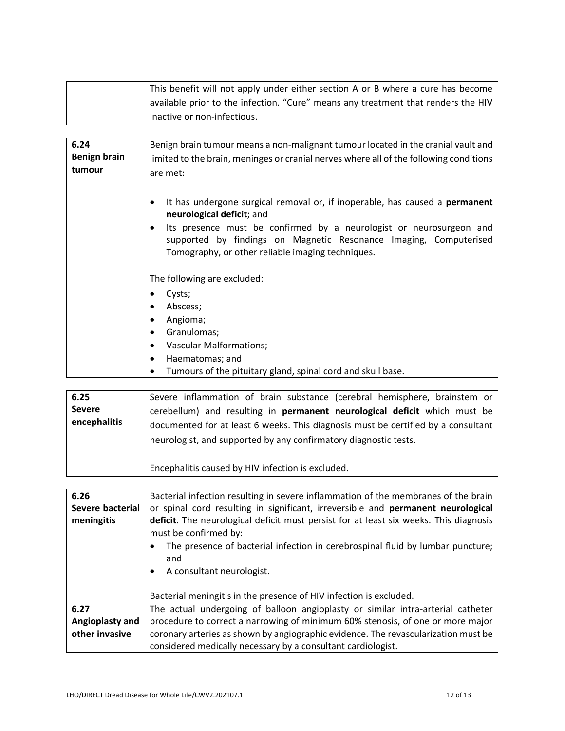| | |
|---|---|
| | This benefit will not apply under either section A or B where a cure has become available prior to the infection. "Cure" means any treatment that renders the HIV inactive or non-infectious. |

| | |
|---|---|
| **6.24 Benign brain tumour** | Benign brain tumour means a non-malignant tumour located in the cranial vault and limited to the brain, meninges or cranial nerves where all of the following conditions are met:<br><br>• It has undergone surgical removal or, if inoperable, has caused a **permanent neurological deficit**; and<br>• Its presence must be confirmed by a neurologist or neurosurgeon and supported by findings on Magnetic Resonance Imaging, Computerised Tomography, or other reliable imaging techniques.<br><br>The following are excluded:<br>• Cysts;<br>• Abscess;<br>• Angioma;<br>• Granulomas;<br>• Vascular Malformations;<br>• Haematomas; and<br>• Tumours of the pituitary gland, spinal cord and skull base. |

| | |
|---|---|
| **6.25 Severe encephalitis** | Severe inflammation of brain substance (cerebral hemisphere, brainstem or cerebellum) and resulting in **permanent neurological deficit** which must be documented for at least 6 weeks. This diagnosis must be certified by a consultant neurologist, and supported by any confirmatory diagnostic tests.<br><br>Encephalitis caused by HIV infection is excluded. |

| | |
|---|---|
| **6.26 Severe bacterial meningitis** | Bacterial infection resulting in severe inflammation of the membranes of the brain or spinal cord resulting in significant, irreversible and **permanent neurological deficit**. The neurological deficit must persist for at least six weeks. This diagnosis must be confirmed by:<br>• The presence of bacterial infection in cerebrospinal fluid by lumbar puncture; and<br>• A consultant neurologist.<br><br>Bacterial meningitis in the presence of HIV infection is excluded. |
| **6.27 Angioplasty and other invasive** | The actual undergoing of balloon angioplasty or similar intra-arterial catheter procedure to correct a narrowing of minimum 60% stenosis, of one or more major coronary arteries as shown by angiographic evidence. The revascularization must be considered medically necessary by a consultant cardiologist. |

LHO/DIRECT Dread Disease for Whole Life/CWV2.202107.1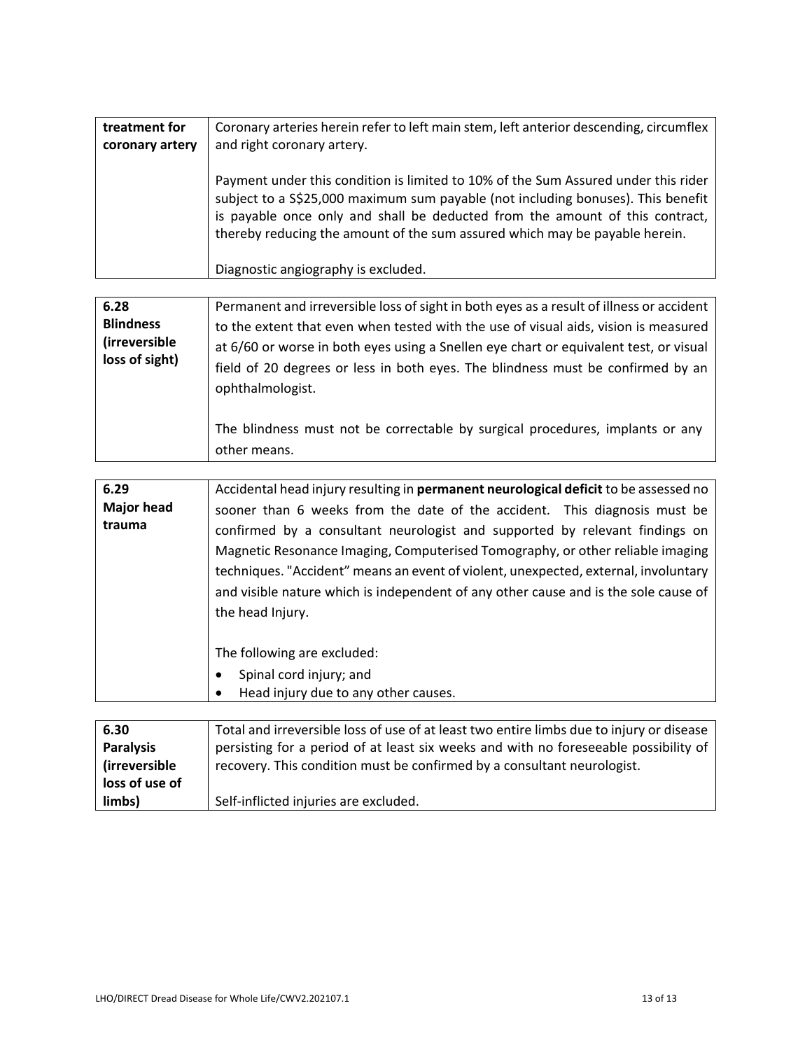| | |
|---|---|
| **treatment for coronary artery** | Coronary arteries herein refer to left main stem, left anterior descending, circumflex and right coronary artery.<br><br>Payment under this condition is limited to 10% of the Sum Assured under this rider subject to a S$25,000 maximum sum payable (not including bonuses). This benefit is payable once only and shall be deducted from the amount of this contract, thereby reducing the amount of the sum assured which may be payable herein.<br><br>Diagnostic angiography is excluded. |

| | |
|---|---|
| **6.28 Blindness (irreversible loss of sight)** | Permanent and irreversible loss of sight in both eyes as a result of illness or accident to the extent that even when tested with the use of visual aids, vision is measured at 6/60 or worse in both eyes using a Snellen eye chart or equivalent test, or visual field of 20 degrees or less in both eyes. The blindness must be confirmed by an ophthalmologist.<br><br>The blindness must not be correctable by surgical procedures, implants or any other means. |

| | |
|---|---|
| **6.29 Major head trauma** | Accidental head injury resulting in **permanent neurological deficit** to be assessed no sooner than 6 weeks from the date of the accident. This diagnosis must be confirmed by a consultant neurologist and supported by relevant findings on Magnetic Resonance Imaging, Computerised Tomography, or other reliable imaging techniques. "Accident" means an event of violent, unexpected, external, involuntary and visible nature which is independent of any other cause and is the sole cause of the head Injury.<br><br>The following are excluded:<br>• Spinal cord injury; and<br>• Head injury due to any other causes. |

| | |
|---|---|
| **6.30 Paralysis (irreversible loss of use of limbs)** | Total and irreversible loss of use of at least two entire limbs due to injury or disease persisting for a period of at least six weeks and with no foreseeable possibility of recovery. This condition must be confirmed by a consultant neurologist.<br><br>Self-inflicted injuries are excluded. |